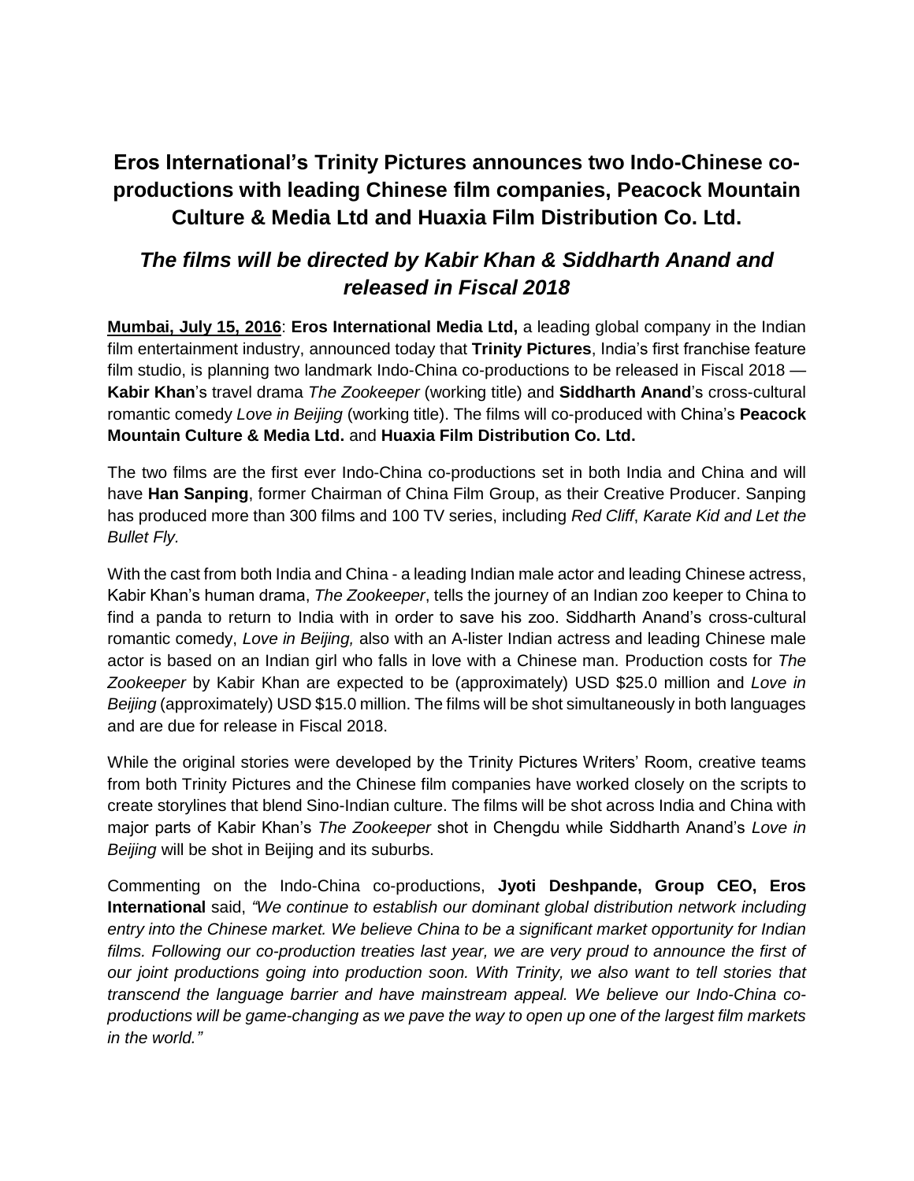# Eros International's Trinity Pictures announces two Indo-Chinese co-productions with leading Chinese film companies, Peacock Mountain Culture & Media Ltd and Huaxia Film Distribution Co. Ltd.

## *The films will be directed by Kabir Khan & Siddharth Anand and released in Fiscal 2018*

**Mumbai, July 15, 2016**: **Eros International Media Ltd,** a leading global company in the Indian film entertainment industry, announced today that **Trinity Pictures**, India's first franchise feature film studio, is planning two landmark Indo-China co-productions to be released in Fiscal 2018 — **Kabir Khan**'s travel drama *The Zookeeper* (working title) and **Siddharth Anand**'s cross-cultural romantic comedy *Love in Beijing* (working title). The films will co-produced with China's **Peacock Mountain Culture & Media Ltd.** and **Huaxia Film Distribution Co. Ltd.**

The two films are the first ever Indo-China co-productions set in both India and China and will have **Han Sanping**, former Chairman of China Film Group, as their Creative Producer. Sanping has produced more than 300 films and 100 TV series, including *Red Cliff*, *Karate Kid and Let the Bullet Fly.*

With the cast from both India and China - a leading Indian male actor and leading Chinese actress, Kabir Khan's human drama, *The Zookeeper*, tells the journey of an Indian zoo keeper to China to find a panda to return to India with in order to save his zoo. Siddharth Anand's cross-cultural romantic comedy, *Love in Beijing,* also with an A-lister Indian actress and leading Chinese male actor is based on an Indian girl who falls in love with a Chinese man. Production costs for *The Zookeeper* by Kabir Khan are expected to be (approximately) USD $25.0 million and *Love in Beijing* (approximately) USD $15.0 million. The films will be shot simultaneously in both languages and are due for release in Fiscal 2018.

While the original stories were developed by the Trinity Pictures Writers' Room, creative teams from both Trinity Pictures and the Chinese film companies have worked closely on the scripts to create storylines that blend Sino-Indian culture. The films will be shot across India and China with major parts of Kabir Khan's *The Zookeeper* shot in Chengdu while Siddharth Anand's *Love in Beijing* will be shot in Beijing and its suburbs.

Commenting on the Indo-China co-productions, **Jyoti Deshpande, Group CEO, Eros International** said, *"We continue to establish our dominant global distribution network including entry into the Chinese market. We believe China to be a significant market opportunity for Indian films. Following our co-production treaties last year, we are very proud to announce the first of our joint productions going into production soon. With Trinity, we also want to tell stories that transcend the language barrier and have mainstream appeal. We believe our Indo-China co-productions will be game-changing as we pave the way to open up one of the largest film markets in the world."*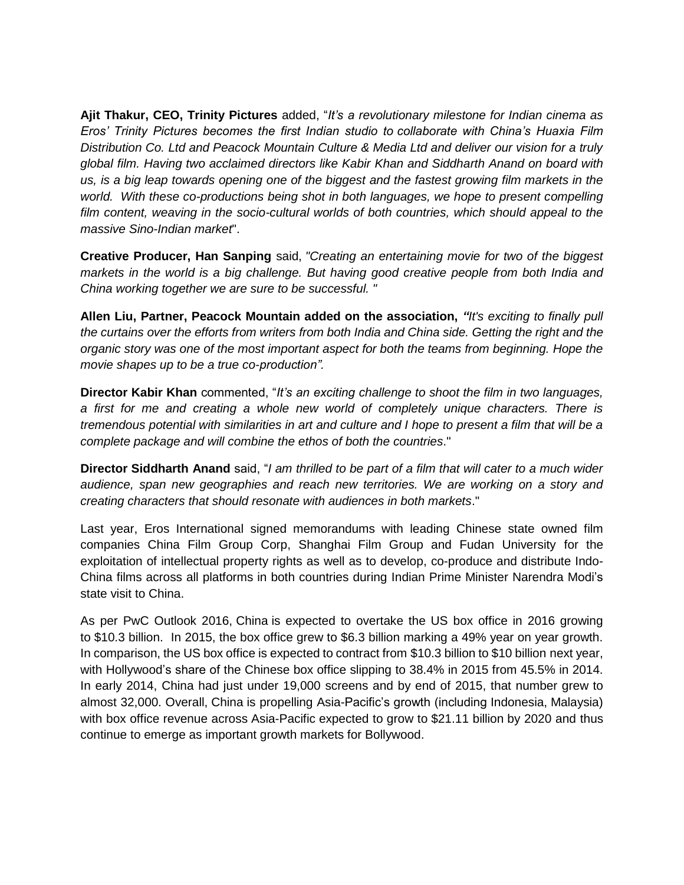**Ajit Thakur, CEO, Trinity Pictures** added, "*It's a revolutionary milestone for Indian cinema as Eros' Trinity Pictures becomes the first Indian studio to collaborate with China's Huaxia Film Distribution Co. Ltd and Peacock Mountain Culture & Media Ltd and deliver our vision for a truly global film. Having two acclaimed directors like Kabir Khan and Siddharth Anand on board with us, is a big leap towards opening one of the biggest and the fastest growing film markets in the world. With these co-productions being shot in both languages, we hope to present compelling film content, weaving in the socio-cultural worlds of both countries, which should appeal to the massive Sino-Indian market*".

**Creative Producer, Han Sanping** said, *"Creating an entertaining movie for two of the biggest markets in the world is a big challenge. But having good creative people from both India and China working together we are sure to be successful. "*

**Allen Liu, Partner, Peacock Mountain added on the association,** *"It's exciting to finally pull the curtains over the efforts from writers from both India and China side. Getting the right and the organic story was one of the most important aspect for both the teams from beginning. Hope the movie shapes up to be a true co-production".*

**Director Kabir Khan** commented, "*It's an exciting challenge to shoot the film in two languages, a first for me and creating a whole new world of completely unique characters. There is tremendous potential with similarities in art and culture and I hope to present a film that will be a complete package and will combine the ethos of both the countries*."

**Director Siddharth Anand** said, "*I am thrilled to be part of a film that will cater to a much wider audience, span new geographies and reach new territories. We are working on a story and creating characters that should resonate with audiences in both markets*."

Last year, Eros International signed memorandums with leading Chinese state owned film companies China Film Group Corp, Shanghai Film Group and Fudan University for the exploitation of intellectual property rights as well as to develop, co-produce and distribute Indo-China films across all platforms in both countries during Indian Prime Minister Narendra Modi's state visit to China.

As per PwC Outlook 2016, China is expected to overtake the US box office in 2016 growing to $10.3 billion. In 2015, the box office grew to $6.3 billion marking a 49% year on year growth. In comparison, the US box office is expected to contract from $10.3 billion to $10 billion next year, with Hollywood's share of the Chinese box office slipping to 38.4% in 2015 from 45.5% in 2014. In early 2014, China had just under 19,000 screens and by end of 2015, that number grew to almost 32,000. Overall, China is propelling Asia-Pacific's growth (including Indonesia, Malaysia) with box office revenue across Asia-Pacific expected to grow to $21.11 billion by 2020 and thus continue to emerge as important growth markets for Bollywood.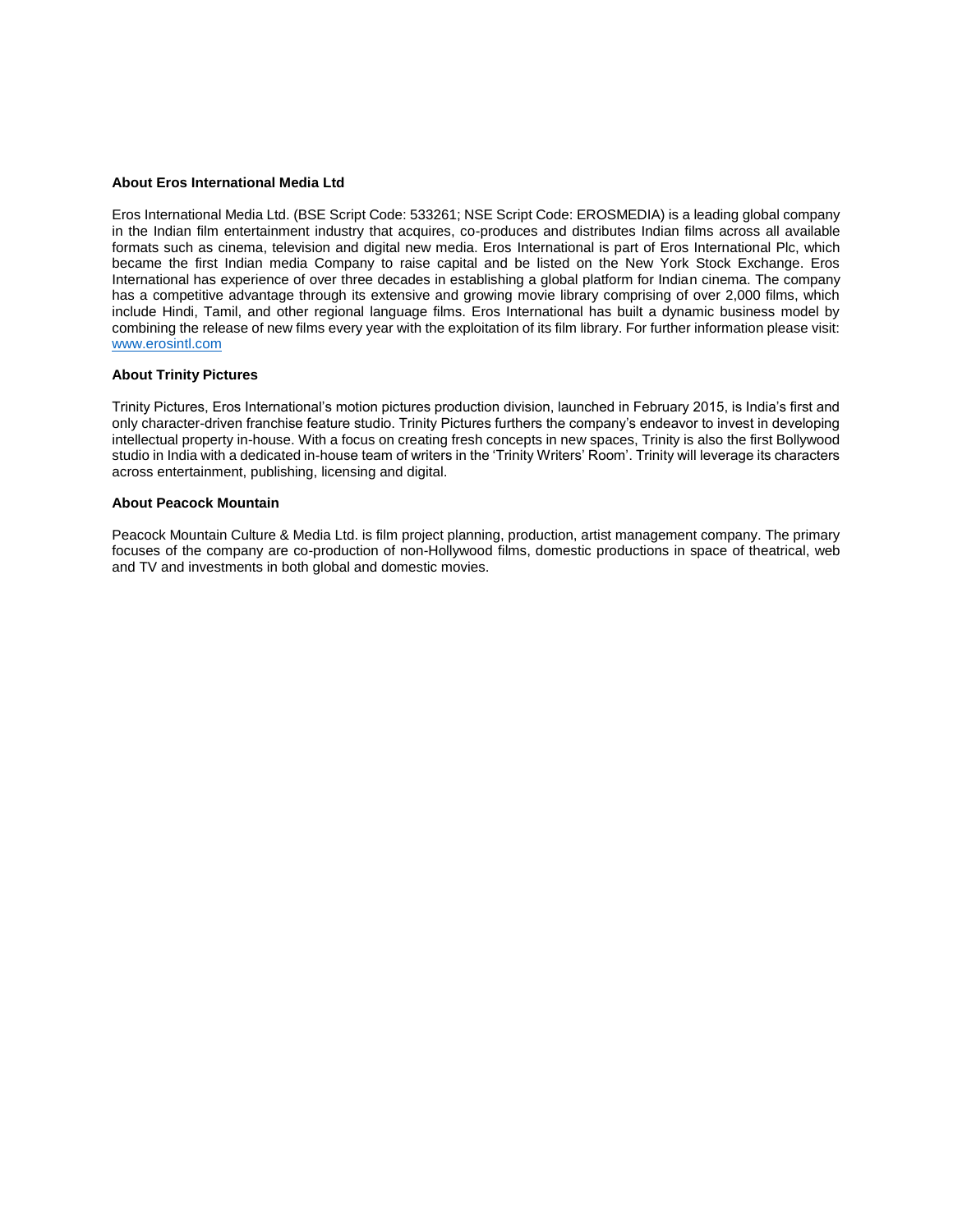**About Eros International Media Ltd**

Eros International Media Ltd. (BSE Script Code: 533261; NSE Script Code: EROSMEDIA) is a leading global company in the Indian film entertainment industry that acquires, co-produces and distributes Indian films across all available formats such as cinema, television and digital new media. Eros International is part of Eros International Plc, which became the first Indian media Company to raise capital and be listed on the New York Stock Exchange. Eros International has experience of over three decades in establishing a global platform for Indian cinema. The company has a competitive advantage through its extensive and growing movie library comprising of over 2,000 films, which include Hindi, Tamil, and other regional language films. Eros International has built a dynamic business model by combining the release of new films every year with the exploitation of its film library. For further information please visit: [www.erosintl.com](http://www.erosintl.com)

**About Trinity Pictures**

Trinity Pictures, Eros International's motion pictures production division, launched in February 2015, is India's first and only character-driven franchise feature studio. Trinity Pictures furthers the company's endeavor to invest in developing intellectual property in-house. With a focus on creating fresh concepts in new spaces, Trinity is also the first Bollywood studio in India with a dedicated in-house team of writers in the 'Trinity Writers' Room'. Trinity will leverage its characters across entertainment, publishing, licensing and digital.

**About Peacock Mountain**

Peacock Mountain Culture & Media Ltd. is film project planning, production, artist management company. The primary focuses of the company are co-production of non-Hollywood films, domestic productions in space of theatrical, web and TV and investments in both global and domestic movies.